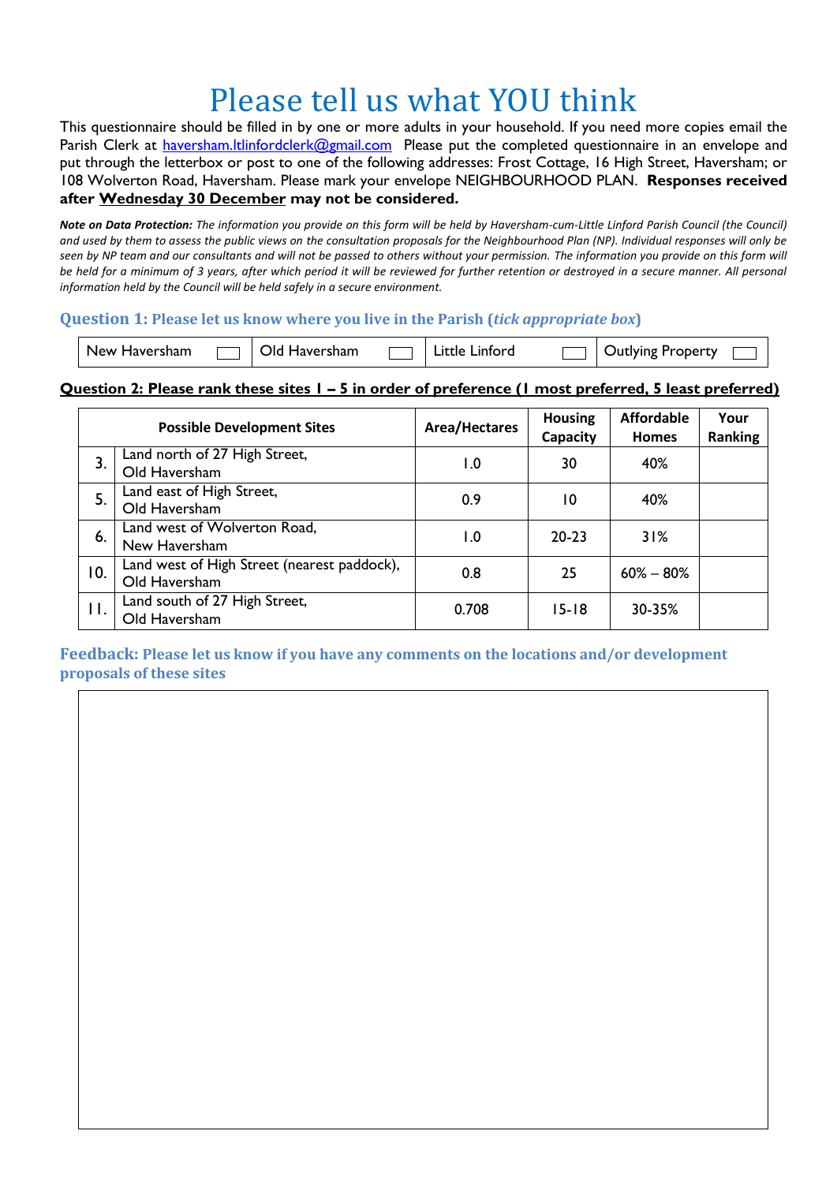# Please tell us what YOU think

This questionnaire should be filled in by one or more adults in your household. If you need more copies email the Parish Clerk at haversham.ltlinfordclerk@gmail.com Please put the completed questionnaire in an envelope and put through the letterbox or post to one of the following addresses: Frost Cottage, 16 High Street, Haversham; or 108 Wolverton Road, Haversham. Please mark your envelope NEIGHBOURHOOD PLAN. **Responses received after <u>Wednesday 30 December</u> may not be considered.**

***Note on Data Protection:*** *The information you provide on this form will be held by Haversham-cum-Little Linford Parish Council (the Council) and used by them to assess the public views on the consultation proposals for the Neighbourhood Plan (NP). Individual responses will only be seen by NP team and our consultants and will not be passed to others without your permission. The information you provide on this form will be held for a minimum of 3 years, after which period it will be reviewed for further retention or destroyed in a secure manner. All personal information held by the Council will be held safely in a secure environment.*

### Question 1: Please let us know where you live in the Parish (*tick appropriate box*)

| New Haversham ☐ | Old Haversham ☐ | Little Linford ☐ | Outlying Property ☐ |
|---|---|---|---|

**<u>Question 2: Please rank these sites 1 – 5 in order of preference (1 most preferred, 5 least preferred)</u>**

| | Possible Development Sites | Area/Hectares | Housing Capacity | Affordable Homes | Your Ranking |
|---|---|---|---|---|---|
| 3. | Land north of 27 High Street, Old Haversham | 1.0 | 30 | 40% | |
| 5. | Land east of High Street, Old Haversham | 0.9 | 10 | 40% | |
| 6. | Land west of Wolverton Road, New Haversham | 1.0 | 20-23 | 31% | |
| 10. | Land west of High Street (nearest paddock), Old Haversham | 0.8 | 25 | 60% – 80% | |
| 11. | Land south of 27 High Street, Old Haversham | 0.708 | 15-18 | 30-35% | |

### Feedback: Please let us know if you have any comments on the locations and/or development proposals of these sites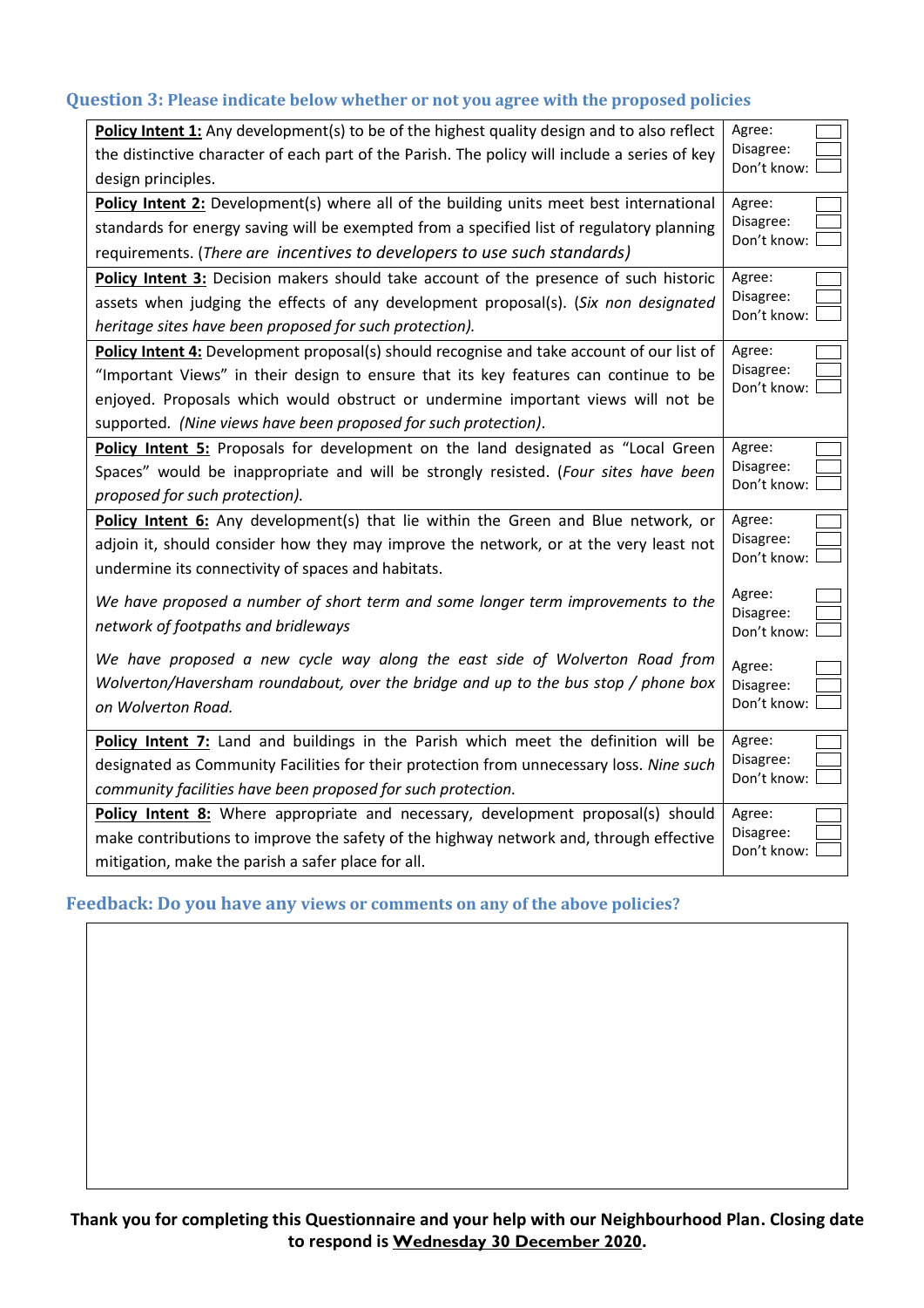### Question 3: Please indicate below whether or not you agree with the proposed policies

| | |
|---|---|
| **Policy Intent 1:** Any development(s) to be of the highest quality design and to also reflect the distinctive character of each part of the Parish. The policy will include a series of key design principles. | Agree: ☐<br>Disagree: ☐<br>Don't know: ☐ |
| **Policy Intent 2:** Development(s) where all of the building units meet best international standards for energy saving will be exempted from a specified list of regulatory planning requirements. (*There are incentives to developers to use such standards)* | Agree: ☐<br>Disagree: ☐<br>Don't know: ☐ |
| **Policy Intent 3:** Decision makers should take account of the presence of such historic assets when judging the effects of any development proposal(s). (*Six non designated heritage sites have been proposed for such protection).* | Agree: ☐<br>Disagree: ☐<br>Don't know: ☐ |
| **Policy Intent 4:** Development proposal(s) should recognise and take account of our list of "Important Views" in their design to ensure that its key features can continue to be enjoyed. Proposals which would obstruct or undermine important views will not be supported. *(Nine views have been proposed for such protection).* | Agree: ☐<br>Disagree: ☐<br>Don't know: ☐ |
| **Policy Intent 5:** Proposals for development on the land designated as "Local Green Spaces" would be inappropriate and will be strongly resisted. (*Four sites have been proposed for such protection).* | Agree: ☐<br>Disagree: ☐<br>Don't know: ☐ |
| **Policy Intent 6:** Any development(s) that lie within the Green and Blue network, or adjoin it, should consider how they may improve the network, or at the very least not undermine its connectivity of spaces and habitats. | Agree: ☐<br>Disagree: ☐<br>Don't know: ☐ |
| *We have proposed a number of short term and some longer term improvements to the network of footpaths and bridleways* | Agree: ☐<br>Disagree: ☐<br>Don't know: ☐ |
| *We have proposed a new cycle way along the east side of Wolverton Road from Wolverton/Haversham roundabout, over the bridge and up to the bus stop / phone box on Wolverton Road.* | Agree: ☐<br>Disagree: ☐<br>Don't know: ☐ |
| **Policy Intent 7:** Land and buildings in the Parish which meet the definition will be designated as Community Facilities for their protection from unnecessary loss. *Nine such community facilities have been proposed for such protection.* | Agree: ☐<br>Disagree: ☐<br>Don't know: ☐ |
| **Policy Intent 8:** Where appropriate and necessary, development proposal(s) should make contributions to improve the safety of the highway network and, through effective mitigation, make the parish a safer place for all. | Agree: ☐<br>Disagree: ☐<br>Don't know: ☐ |

### Feedback: Do you have any views or comments on any of the above policies?

| |
|---|
| |

**Thank you for completing this Questionnaire and your help with our Neighbourhood Plan. Closing date to respond is Wednesday 30 December 2020.**